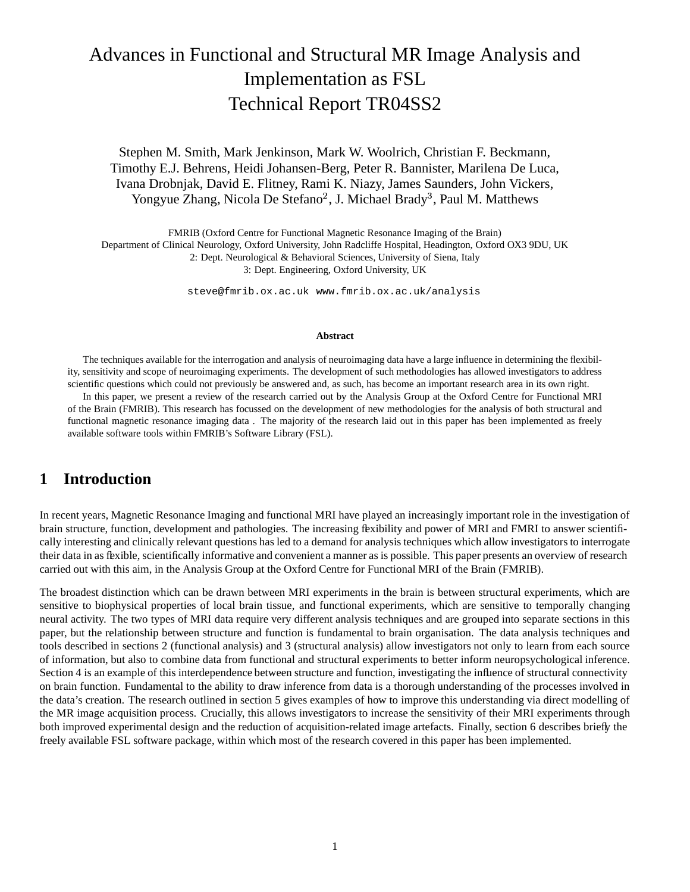# Advances in Functional and Structural MR Image Analysis and Implementation as FSL
# Technical Report TR04SS2

Stephen M. Smith, Mark Jenkinson, Mark W. Woolrich, Christian F. Beckmann, Timothy E.J. Behrens, Heidi Johansen-Berg, Peter R. Bannister, Marilena De Luca, Ivana Drobnjak, David E. Flitney, Rami K. Niazy, James Saunders, John Vickers, Yongyue Zhang, Nicola De Stefano[2], J. Michael Brady[3], Paul M. Matthews

FMRIB (Oxford Centre for Functional Magnetic Resonance Imaging of the Brain)
Department of Clinical Neurology, Oxford University, John Radcliffe Hospital, Headington, Oxford OX3 9DU, UK
2: Dept. Neurological & Behavioral Sciences, University of Siena, Italy
3: Dept. Engineering, Oxford University, UK

steve@fmrib.ox.ac.uk www.fmrib.ox.ac.uk/analysis

**Abstract**

The techniques available for the interrogation and analysis of neuroimaging data have a large influence in determining the flexibility, sensitivity and scope of neuroimaging experiments. The development of such methodologies has allowed investigators to address scientific questions which could not previously be answered and, as such, has become an important research area in its own right.

In this paper, we present a review of the research carried out by the Analysis Group at the Oxford Centre for Functional MRI of the Brain (FMRIB). This research has focussed on the development of new methodologies for the analysis of both structural and functional magnetic resonance imaging data . The majority of the research laid out in this paper has been implemented as freely available software tools within FMRIB's Software Library (FSL).

## 1 Introduction

In recent years, Magnetic Resonance Imaging and functional MRI have played an increasingly important role in the investigation of brain structure, function, development and pathologies. The increasing flexibility and power of MRI and FMRI to answer scientifically interesting and clinically relevant questions has led to a demand for analysis techniques which allow investigators to interrogate their data in as flexible, scientifically informative and convenient a manner as is possible. This paper presents an overview of research carried out with this aim, in the Analysis Group at the Oxford Centre for Functional MRI of the Brain (FMRIB).

The broadest distinction which can be drawn between MRI experiments in the brain is between structural experiments, which are sensitive to biophysical properties of local brain tissue, and functional experiments, which are sensitive to temporally changing neural activity. The two types of MRI data require very different analysis techniques and are grouped into separate sections in this paper, but the relationship between structure and function is fundamental to brain organisation. The data analysis techniques and tools described in sections 2 (functional analysis) and 3 (structural analysis) allow investigators not only to learn from each source of information, but also to combine data from functional and structural experiments to better inform neuropsychological inference. Section 4 is an example of this interdependence between structure and function, investigating the influence of structural connectivity on brain function. Fundamental to the ability to draw inference from data is a thorough understanding of the processes involved in the data's creation. The research outlined in section 5 gives examples of how to improve this understanding via direct modelling of the MR image acquisition process. Crucially, this allows investigators to increase the sensitivity of their MRI experiments through both improved experimental design and the reduction of acquisition-related image artefacts. Finally, section 6 describes briefly the freely available FSL software package, within which most of the research covered in this paper has been implemented.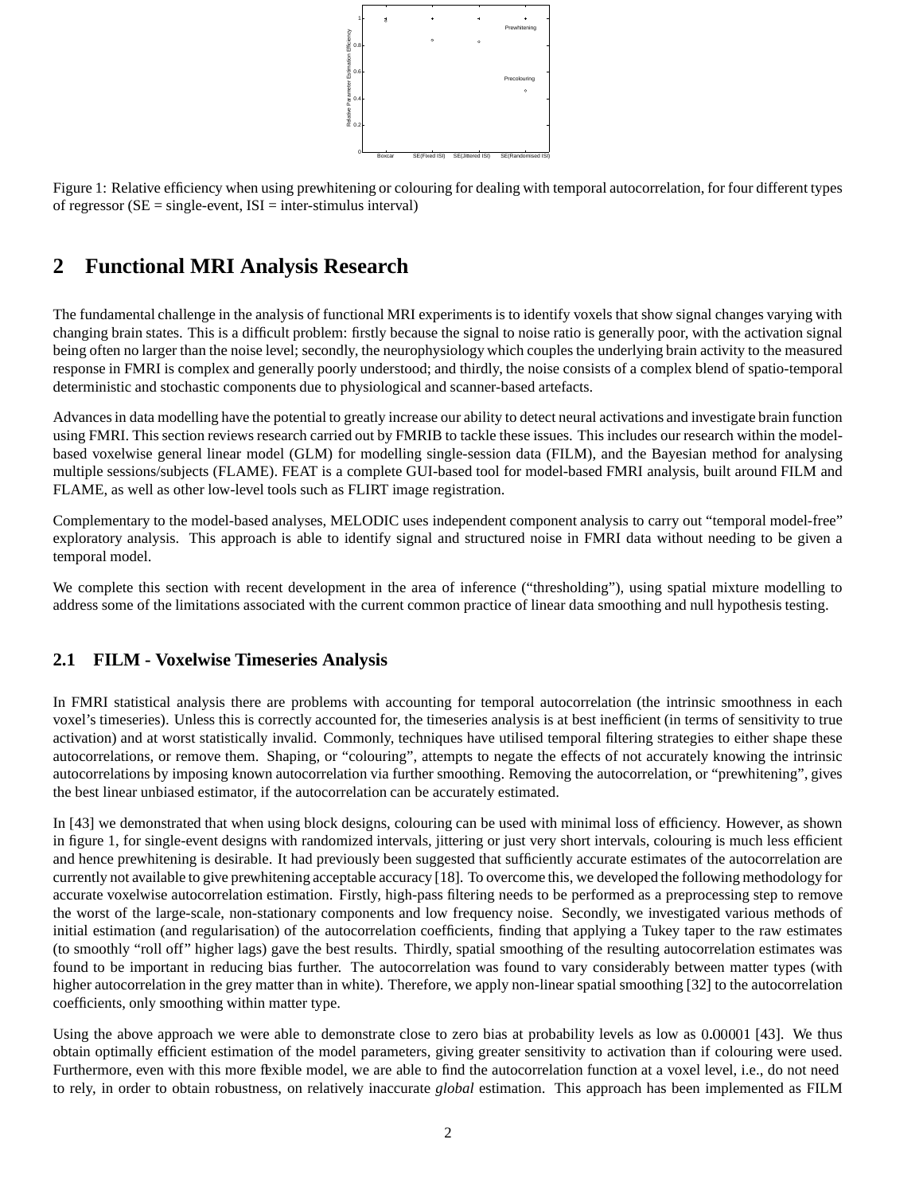Figure 1: Relative efficiency when using prewhitening or colouring for dealing with temporal autocorrelation, for four different types of regressor (SE = single-event, ISI = inter-stimulus interval)

## 2 Functional MRI Analysis Research

The fundamental challenge in the analysis of functional MRI experiments is to identify voxels that show signal changes varying with changing brain states. This is a difficult problem: firstly because the signal to noise ratio is generally poor, with the activation signal being often no larger than the noise level; secondly, the neurophysiology which couples the underlying brain activity to the measured response in FMRI is complex and generally poorly understood; and thirdly, the noise consists of a complex blend of spatio-temporal deterministic and stochastic components due to physiological and scanner-based artefacts.

Advances in data modelling have the potential to greatly increase our ability to detect neural activations and investigate brain function using FMRI. This section reviews research carried out by FMRIB to tackle these issues. This includes our research within the model-based voxelwise general linear model (GLM) for modelling single-session data (FILM), and the Bayesian method for analysing multiple sessions/subjects (FLAME). FEAT is a complete GUI-based tool for model-based FMRI analysis, built around FILM and FLAME, as well as other low-level tools such as FLIRT image registration.

Complementary to the model-based analyses, MELODIC uses independent component analysis to carry out "temporal model-free" exploratory analysis. This approach is able to identify signal and structured noise in FMRI data without needing to be given a temporal model.

We complete this section with recent development in the area of inference ("thresholding"), using spatial mixture modelling to address some of the limitations associated with the current common practice of linear data smoothing and null hypothesis testing.

### 2.1 FILM - Voxelwise Timeseries Analysis

In FMRI statistical analysis there are problems with accounting for temporal autocorrelation (the intrinsic smoothness in each voxel's timeseries). Unless this is correctly accounted for, the timeseries analysis is at best inefficient (in terms of sensitivity to true activation) and at worst statistically invalid. Commonly, techniques have utilised temporal filtering strategies to either shape these autocorrelations, or remove them. Shaping, or "colouring", attempts to negate the effects of not accurately knowing the intrinsic autocorrelations by imposing known autocorrelation via further smoothing. Removing the autocorrelation, or "prewhitening", gives the best linear unbiased estimator, if the autocorrelation can be accurately estimated.

In [43] we demonstrated that when using block designs, colouring can be used with minimal loss of efficiency. However, as shown in figure 1, for single-event designs with randomized intervals, jittering or just very short intervals, colouring is much less efficient and hence prewhitening is desirable. It had previously been suggested that sufficiently accurate estimates of the autocorrelation are currently not available to give prewhitening acceptable accuracy [18]. To overcome this, we developed the following methodology for accurate voxelwise autocorrelation estimation. Firstly, high-pass filtering needs to be performed as a preprocessing step to remove the worst of the large-scale, non-stationary components and low frequency noise. Secondly, we investigated various methods of initial estimation (and regularisation) of the autocorrelation coefficients, finding that applying a Tukey taper to the raw estimates (to smoothly "roll off" higher lags) gave the best results. Thirdly, spatial smoothing of the resulting autocorrelation estimates was found to be important in reducing bias further. The autocorrelation was found to vary considerably between matter types (with higher autocorrelation in the grey matter than in white). Therefore, we apply non-linear spatial smoothing [32] to the autocorrelation coefficients, only smoothing within matter type.

Using the above approach we were able to demonstrate close to zero bias at probability levels as low as 0.00001 [43]. We thus obtain optimally efficient estimation of the model parameters, giving greater sensitivity to activation than if colouring were used. Furthermore, even with this more flexible model, we are able to find the autocorrelation function at a voxel level, i.e., do not need to rely, in order to obtain robustness, on relatively inaccurate *global* estimation. This approach has been implemented as FILM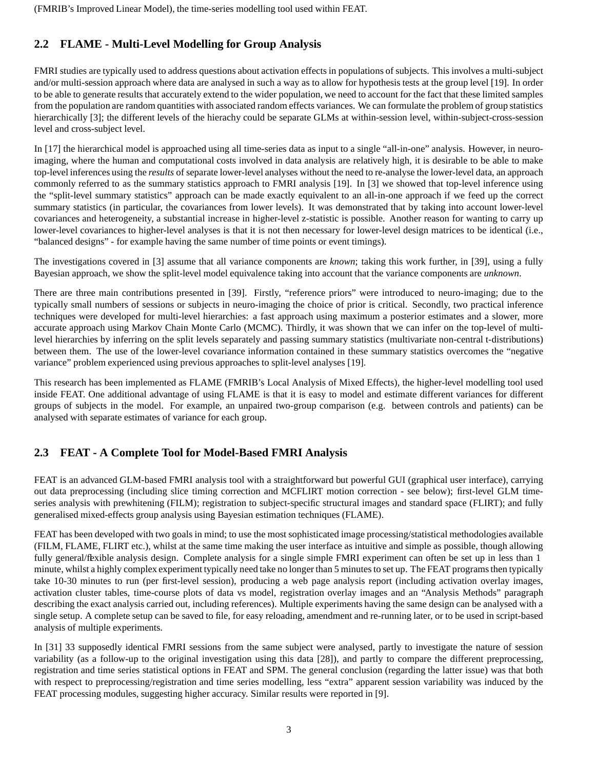(FMRIB's Improved Linear Model), the time-series modelling tool used within FEAT.

## 2.2 FLAME - Multi-Level Modelling for Group Analysis

FMRI studies are typically used to address questions about activation effects in populations of subjects. This involves a multi-subject and/or multi-session approach where data are analysed in such a way as to allow for hypothesis tests at the group level [19]. In order to be able to generate results that accurately extend to the wider population, we need to account for the fact that these limited samples from the population are random quantities with associated random effects variances. We can formulate the problem of group statistics hierarchically [3]; the different levels of the hierachy could be separate GLMs at within-session level, within-subject-cross-session level and cross-subject level.

In [17] the hierarchical model is approached using all time-series data as input to a single "all-in-one" analysis. However, in neuro-imaging, where the human and computational costs involved in data analysis are relatively high, it is desirable to be able to make top-level inferences using the *results* of separate lower-level analyses without the need to re-analyse the lower-level data, an approach commonly referred to as the summary statistics approach to FMRI analysis [19]. In [3] we showed that top-level inference using the "split-level summary statistics" approach can be made exactly equivalent to an all-in-one approach if we feed up the correct summary statistics (in particular, the covariances from lower levels). It was demonstrated that by taking into account lower-level covariances and heterogeneity, a substantial increase in higher-level z-statistic is possible. Another reason for wanting to carry up lower-level covariances to higher-level analyses is that it is not then necessary for lower-level design matrices to be identical (i.e., "balanced designs" - for example having the same number of time points or event timings).

The investigations covered in [3] assume that all variance components are *known*; taking this work further, in [39], using a fully Bayesian approach, we show the split-level model equivalence taking into account that the variance components are *unknown*.

There are three main contributions presented in [39]. Firstly, "reference priors" were introduced to neuro-imaging; due to the typically small numbers of sessions or subjects in neuro-imaging the choice of prior is critical. Secondly, two practical inference techniques were developed for multi-level hierarchies: a fast approach using maximum a posterior estimates and a slower, more accurate approach using Markov Chain Monte Carlo (MCMC). Thirdly, it was shown that we can infer on the top-level of multi-level hierarchies by inferring on the split levels separately and passing summary statistics (multivariate non-central t-distributions) between them. The use of the lower-level covariance information contained in these summary statistics overcomes the "negative variance" problem experienced using previous approaches to split-level analyses [19].

This research has been implemented as FLAME (FMRIB's Local Analysis of Mixed Effects), the higher-level modelling tool used inside FEAT. One additional advantage of using FLAME is that it is easy to model and estimate different variances for different groups of subjects in the model. For example, an unpaired two-group comparison (e.g. between controls and patients) can be analysed with separate estimates of variance for each group.

## 2.3 FEAT - A Complete Tool for Model-Based FMRI Analysis

FEAT is an advanced GLM-based FMRI analysis tool with a straightforward but powerful GUI (graphical user interface), carrying out data preprocessing (including slice timing correction and MCFLIRT motion correction - see below); first-level GLM time-series analysis with prewhitening (FILM); registration to subject-specific structural images and standard space (FLIRT); and fully generalised mixed-effects group analysis using Bayesian estimation techniques (FLAME).

FEAT has been developed with two goals in mind; to use the most sophisticated image processing/statistical methodologies available (FILM, FLAME, FLIRT etc.), whilst at the same time making the user interface as intuitive and simple as possible, though allowing fully general/flexible analysis design. Complete analysis for a single simple FMRI experiment can often be set up in less than 1 minute, whilst a highly complex experiment typically need take no longer than 5 minutes to set up. The FEAT programs then typically take 10-30 minutes to run (per first-level session), producing a web page analysis report (including activation overlay images, activation cluster tables, time-course plots of data vs model, registration overlay images and an "Analysis Methods" paragraph describing the exact analysis carried out, including references). Multiple experiments having the same design can be analysed with a single setup. A complete setup can be saved to file, for easy reloading, amendment and re-running later, or to be used in script-based analysis of multiple experiments.

In [31] 33 supposedly identical FMRI sessions from the same subject were analysed, partly to investigate the nature of session variability (as a follow-up to the original investigation using this data [28]), and partly to compare the different preprocessing, registration and time series statistical options in FEAT and SPM. The general conclusion (regarding the latter issue) was that both with respect to preprocessing/registration and time series modelling, less "extra" apparent session variability was induced by the FEAT processing modules, suggesting higher accuracy. Similar results were reported in [9].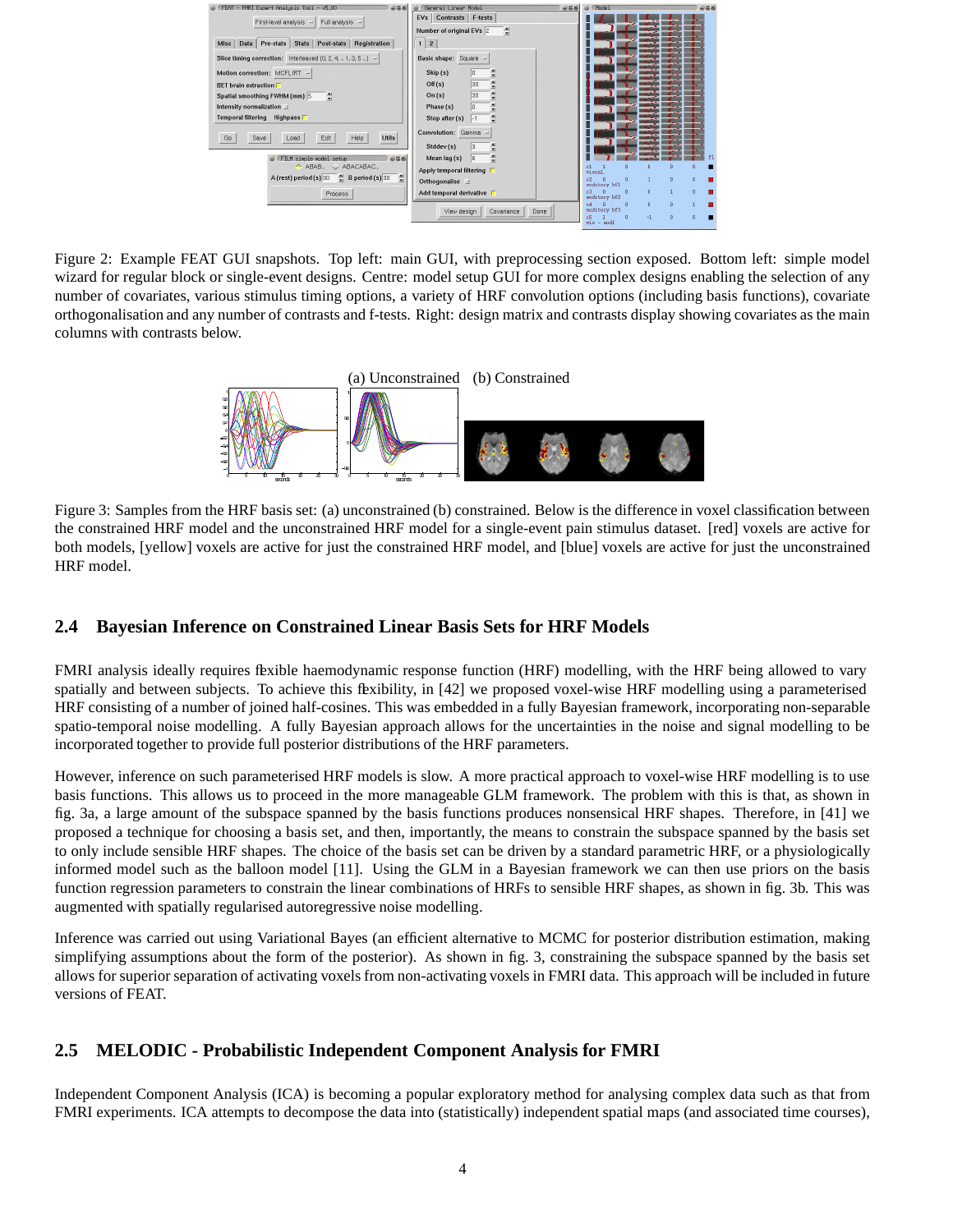Figure 2: Example FEAT GUI snapshots. Top left: main GUI, with preprocessing section exposed. Bottom left: simple model wizard for regular block or single-event designs. Centre: model setup GUI for more complex designs enabling the selection of any number of covariates, various stimulus timing options, a variety of HRF convolution options (including basis functions), covariate orthogonalisation and any number of contrasts and f-tests. Right: design matrix and contrasts display showing covariates as the main columns with contrasts below.

(a) Unconstrained (b) Constrained

Figure 3: Samples from the HRF basis set: (a) unconstrained (b) constrained. Below is the difference in voxel classification between the constrained HRF model and the unconstrained HRF model for a single-event pain stimulus dataset. [red] voxels are active for both models, [yellow] voxels are active for just the constrained HRF model, and [blue] voxels are active for just the unconstrained HRF model.

## 2.4 Bayesian Inference on Constrained Linear Basis Sets for HRF Models

FMRI analysis ideally requires flexible haemodynamic response function (HRF) modelling, with the HRF being allowed to vary spatially and between subjects. To achieve this flexibility, in [42] we proposed voxel-wise HRF modelling using a parameterised HRF consisting of a number of joined half-cosines. This was embedded in a fully Bayesian framework, incorporating non-separable spatio-temporal noise modelling. A fully Bayesian approach allows for the uncertainties in the noise and signal modelling to be incorporated together to provide full posterior distributions of the HRF parameters.

However, inference on such parameterised HRF models is slow. A more practical approach to voxel-wise HRF modelling is to use basis functions. This allows us to proceed in the more manageable GLM framework. The problem with this is that, as shown in fig. 3a, a large amount of the subspace spanned by the basis functions produces nonsensical HRF shapes. Therefore, in [41] we proposed a technique for choosing a basis set, and then, importantly, the means to constrain the subspace spanned by the basis set to only include sensible HRF shapes. The choice of the basis set can be driven by a standard parametric HRF, or a physiologically informed model such as the balloon model [11]. Using the GLM in a Bayesian framework we can then use priors on the basis function regression parameters to constrain the linear combinations of HRFs to sensible HRF shapes, as shown in fig. 3b. This was augmented with spatially regularised autoregressive noise modelling.

Inference was carried out using Variational Bayes (an efficient alternative to MCMC for posterior distribution estimation, making simplifying assumptions about the form of the posterior). As shown in fig. 3, constraining the subspace spanned by the basis set allows for superior separation of activating voxels from non-activating voxels in FMRI data. This approach will be included in future versions of FEAT.

## 2.5 MELODIC - Probabilistic Independent Component Analysis for FMRI

Independent Component Analysis (ICA) is becoming a popular exploratory method for analysing complex data such as that from FMRI experiments. ICA attempts to decompose the data into (statistically) independent spatial maps (and associated time courses),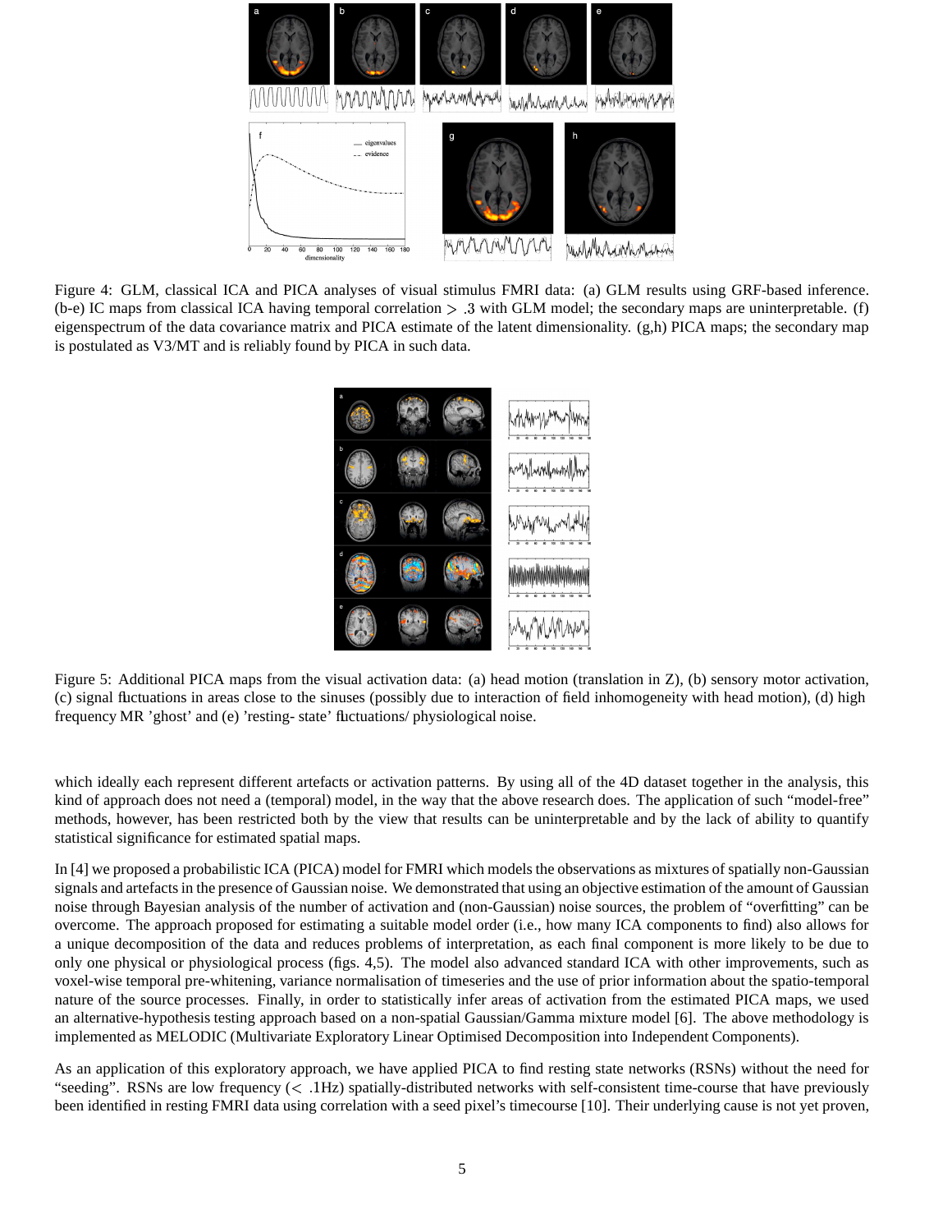Figure 4: GLM, classical ICA and PICA analyses of visual stimulus FMRI data: (a) GLM results using GRF-based inference. (b-e) IC maps from classical ICA having temporal correlation $> .3$ with GLM model; the secondary maps are uninterpretable. (f) eigenspectrum of the data covariance matrix and PICA estimate of the latent dimensionality. (g,h) PICA maps; the secondary map is postulated as V3/MT and is reliably found by PICA in such data.

Figure 5: Additional PICA maps from the visual activation data: (a) head motion (translation in Z), (b) sensory motor activation, (c) signal fluctuations in areas close to the sinuses (possibly due to interaction of field inhomogeneity with head motion), (d) high frequency MR 'ghost' and (e) 'resting- state' fluctuations/ physiological noise.

which ideally each represent different artefacts or activation patterns. By using all of the 4D dataset together in the analysis, this kind of approach does not need a (temporal) model, in the way that the above research does. The application of such "model-free" methods, however, has been restricted both by the view that results can be uninterpretable and by the lack of ability to quantify statistical significance for estimated spatial maps.

In [4] we proposed a probabilistic ICA (PICA) model for FMRI which models the observations as mixtures of spatially non-Gaussian signals and artefacts in the presence of Gaussian noise. We demonstrated that using an objective estimation of the amount of Gaussian noise through Bayesian analysis of the number of activation and (non-Gaussian) noise sources, the problem of "overfitting" can be overcome. The approach proposed for estimating a suitable model order (i.e., how many ICA components to find) also allows for a unique decomposition of the data and reduces problems of interpretation, as each final component is more likely to be due to only one physical or physiological process (figs. 4,5). The model also advanced standard ICA with other improvements, such as voxel-wise temporal pre-whitening, variance normalisation of timeseries and the use of prior information about the spatio-temporal nature of the source processes. Finally, in order to statistically infer areas of activation from the estimated PICA maps, we used an alternative-hypothesis testing approach based on a non-spatial Gaussian/Gamma mixture model [6]. The above methodology is implemented as MELODIC (Multivariate Exploratory Linear Optimised Decomposition into Independent Components).

As an application of this exploratory approach, we have applied PICA to find resting state networks (RSNs) without the need for "seeding". RSNs are low frequency ($< .1$Hz) spatially-distributed networks with self-consistent time-course that have previously been identified in resting FMRI data using correlation with a seed pixel's timecourse [10]. Their underlying cause is not yet proven,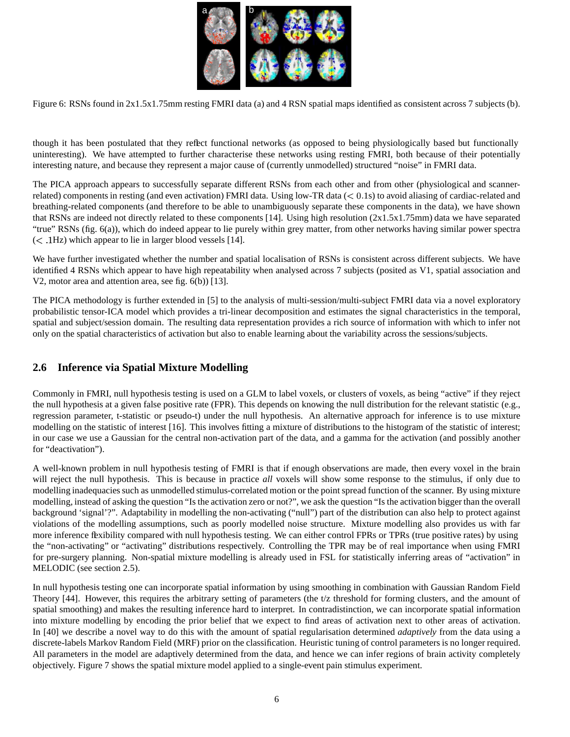Figure 6: RSNs found in 2x1.5x1.75mm resting FMRI data (a) and 4 RSN spatial maps identified as consistent across 7 subjects (b).

though it has been postulated that they reflect functional networks (as opposed to being physiologically based but functionally uninteresting). We have attempted to further characterise these networks using resting FMRI, both because of their potentially interesting nature, and because they represent a major cause of (currently unmodelled) structured "noise" in FMRI data.

The PICA approach appears to successfully separate different RSNs from each other and from other (physiological and scanner-related) components in resting (and even activation) FMRI data. Using low-TR data ($< 0.1$s) to avoid aliasing of cardiac-related and breathing-related components (and therefore to be able to unambiguously separate these components in the data), we have shown that RSNs are indeed not directly related to these components [14]. Using high resolution (2x1.5x1.75mm) data we have separated "true" RSNs (fig. 6(a)), which do indeed appear to lie purely within grey matter, from other networks having similar power spectra ($< .1$Hz) which appear to lie in larger blood vessels [14].

We have further investigated whether the number and spatial localisation of RSNs is consistent across different subjects. We have identified 4 RSNs which appear to have high repeatability when analysed across 7 subjects (posited as V1, spatial association and V2, motor area and attention area, see fig. 6(b)) [13].

The PICA methodology is further extended in [5] to the analysis of multi-session/multi-subject FMRI data via a novel exploratory probabilistic tensor-ICA model which provides a tri-linear decomposition and estimates the signal characteristics in the temporal, spatial and subject/session domain. The resulting data representation provides a rich source of information with which to infer not only on the spatial characteristics of activation but also to enable learning about the variability across the sessions/subjects.

## 2.6 Inference via Spatial Mixture Modelling

Commonly in FMRI, null hypothesis testing is used on a GLM to label voxels, or clusters of voxels, as being "active" if they reject the null hypothesis at a given false positive rate (FPR). This depends on knowing the null distribution for the relevant statistic (e.g., regression parameter, t-statistic or pseudo-t) under the null hypothesis. An alternative approach for inference is to use mixture modelling on the statistic of interest [16]. This involves fitting a mixture of distributions to the histogram of the statistic of interest; in our case we use a Gaussian for the central non-activation part of the data, and a gamma for the activation (and possibly another for "deactivation").

A well-known problem in null hypothesis testing of FMRI is that if enough observations are made, then every voxel in the brain will reject the null hypothesis. This is because in practice *all* voxels will show some response to the stimulus, if only due to modelling inadequacies such as unmodelled stimulus-correlated motion or the point spread function of the scanner. By using mixture modelling, instead of asking the question "Is the activation zero or not?", we ask the question "Is the activation bigger than the overall background 'signal'?". Adaptability in modelling the non-activating ("null") part of the distribution can also help to protect against violations of the modelling assumptions, such as poorly modelled noise structure. Mixture modelling also provides us with far more inference flexibility compared with null hypothesis testing. We can either control FPRs or TPRs (true positive rates) by using the "non-activating" or "activating" distributions respectively. Controlling the TPR may be of real importance when using FMRI for pre-surgery planning. Non-spatial mixture modelling is already used in FSL for statistically inferring areas of "activation" in MELODIC (see section 2.5).

In null hypothesis testing one can incorporate spatial information by using smoothing in combination with Gaussian Random Field Theory [44]. However, this requires the arbitrary setting of parameters (the t/z threshold for forming clusters, and the amount of spatial smoothing) and makes the resulting inference hard to interpret. In contradistinction, we can incorporate spatial information into mixture modelling by encoding the prior belief that we expect to find areas of activation next to other areas of activation. In [40] we describe a novel way to do this with the amount of spatial regularisation determined *adaptively* from the data using a discrete-labels Markov Random Field (MRF) prior on the classification. Heuristic tuning of control parameters is no longer required. All parameters in the model are adaptively determined from the data, and hence we can infer regions of brain activity completely objectively. Figure 7 shows the spatial mixture model applied to a single-event pain stimulus experiment.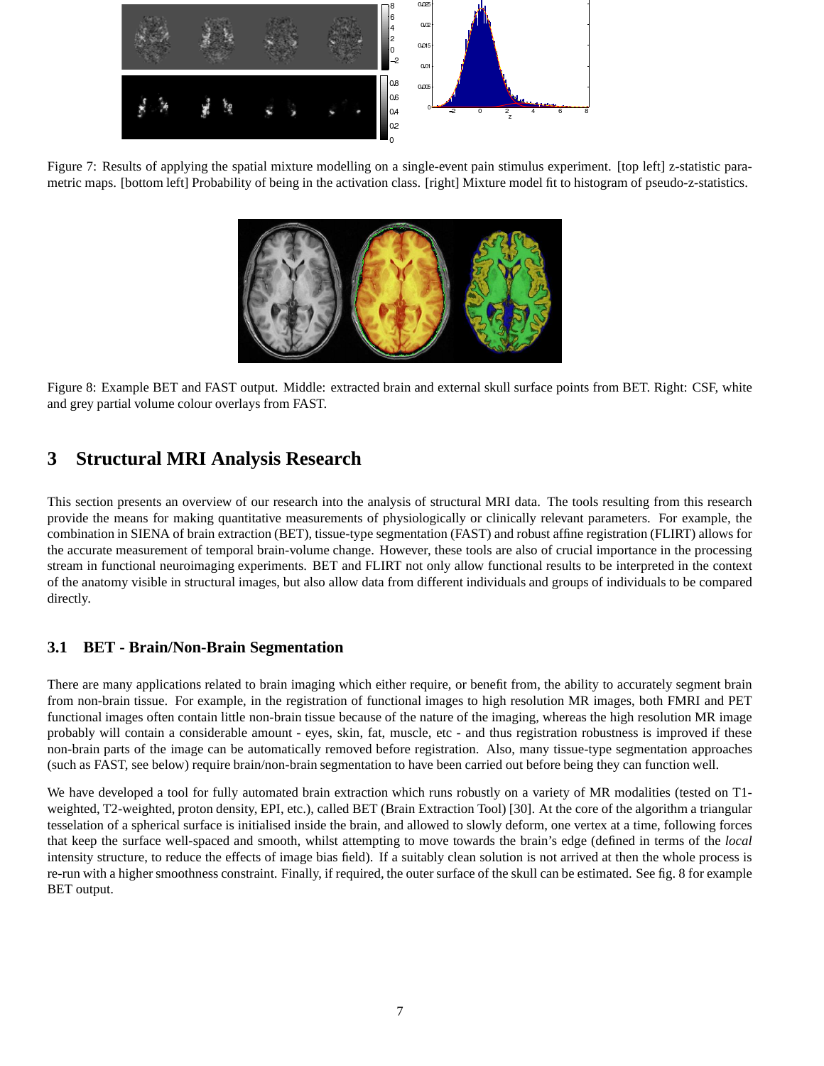Figure 7: Results of applying the spatial mixture modelling on a single-event pain stimulus experiment. [top left] z-statistic parametric maps. [bottom left] Probability of being in the activation class. [right] Mixture model fit to histogram of pseudo-z-statistics.

Figure 8: Example BET and FAST output. Middle: extracted brain and external skull surface points from BET. Right: CSF, white and grey partial volume colour overlays from FAST.

## 3 Structural MRI Analysis Research

This section presents an overview of our research into the analysis of structural MRI data. The tools resulting from this research provide the means for making quantitative measurements of physiologically or clinically relevant parameters. For example, the combination in SIENA of brain extraction (BET), tissue-type segmentation (FAST) and robust affine registration (FLIRT) allows for the accurate measurement of temporal brain-volume change. However, these tools are also of crucial importance in the processing stream in functional neuroimaging experiments. BET and FLIRT not only allow functional results to be interpreted in the context of the anatomy visible in structural images, but also allow data from different individuals and groups of individuals to be compared directly.

### 3.1 BET - Brain/Non-Brain Segmentation

There are many applications related to brain imaging which either require, or benefit from, the ability to accurately segment brain from non-brain tissue. For example, in the registration of functional images to high resolution MR images, both FMRI and PET functional images often contain little non-brain tissue because of the nature of the imaging, whereas the high resolution MR image probably will contain a considerable amount - eyes, skin, fat, muscle, etc - and thus registration robustness is improved if these non-brain parts of the image can be automatically removed before registration. Also, many tissue-type segmentation approaches (such as FAST, see below) require brain/non-brain segmentation to have been carried out before being they can function well.

We have developed a tool for fully automated brain extraction which runs robustly on a variety of MR modalities (tested on T1-weighted, T2-weighted, proton density, EPI, etc.), called BET (Brain Extraction Tool) [30]. At the core of the algorithm a triangular tesselation of a spherical surface is initialised inside the brain, and allowed to slowly deform, one vertex at a time, following forces that keep the surface well-spaced and smooth, whilst attempting to move towards the brain's edge (defined in terms of the *local* intensity structure, to reduce the effects of image bias field). If a suitably clean solution is not arrived at then the whole process is re-run with a higher smoothness constraint. Finally, if required, the outer surface of the skull can be estimated. See fig. 8 for example BET output.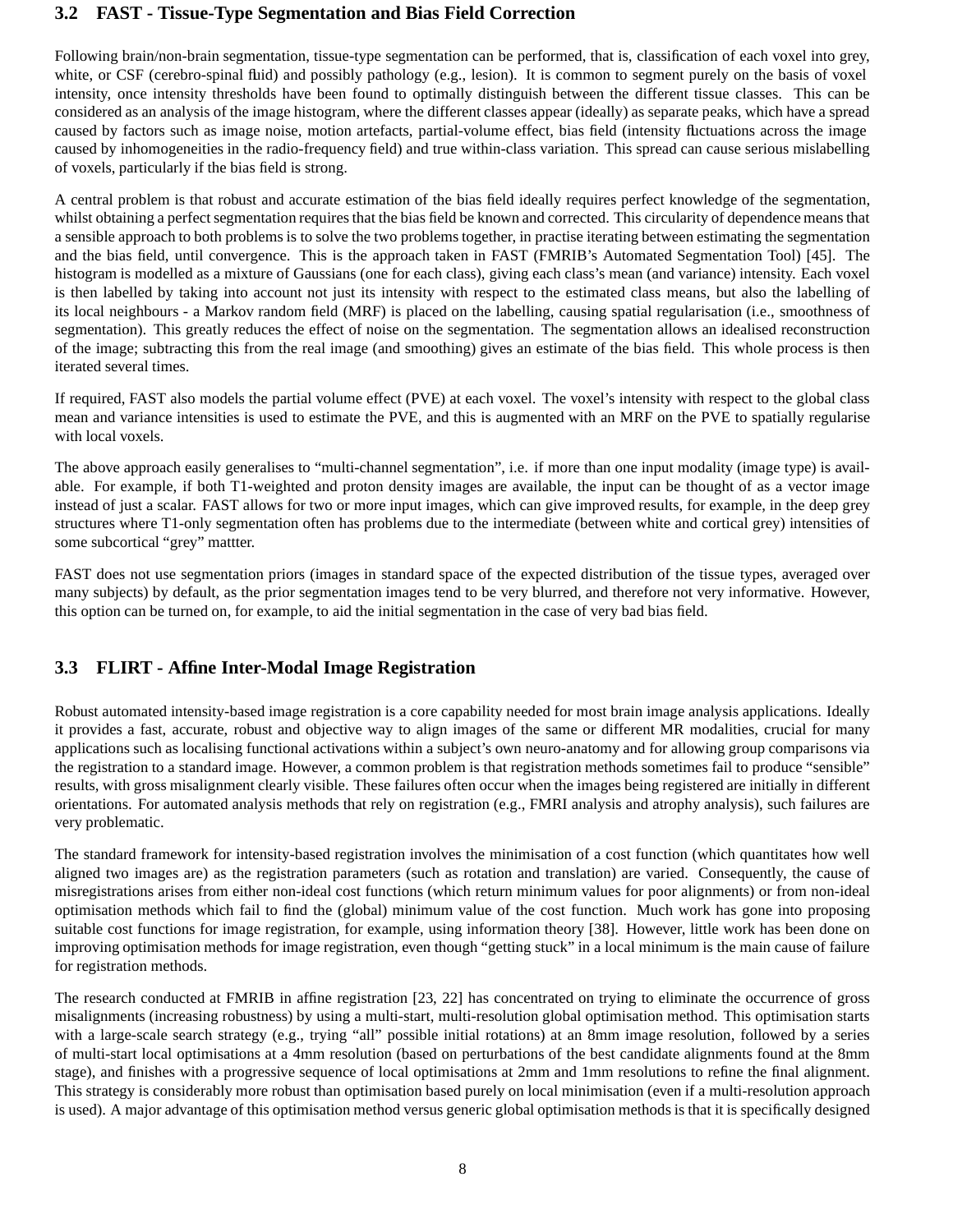### 3.2 FAST - Tissue-Type Segmentation and Bias Field Correction

Following brain/non-brain segmentation, tissue-type segmentation can be performed, that is, classification of each voxel into grey, white, or CSF (cerebro-spinal fluid) and possibly pathology (e.g., lesion). It is common to segment purely on the basis of voxel intensity, once intensity thresholds have been found to optimally distinguish between the different tissue classes. This can be considered as an analysis of the image histogram, where the different classes appear (ideally) as separate peaks, which have a spread caused by factors such as image noise, motion artefacts, partial-volume effect, bias field (intensity fluctuations across the image caused by inhomogeneities in the radio-frequency field) and true within-class variation. This spread can cause serious mislabelling of voxels, particularly if the bias field is strong.

A central problem is that robust and accurate estimation of the bias field ideally requires perfect knowledge of the segmentation, whilst obtaining a perfect segmentation requires that the bias field be known and corrected. This circularity of dependence means that a sensible approach to both problems is to solve the two problems together, in practise iterating between estimating the segmentation and the bias field, until convergence. This is the approach taken in FAST (FMRIB's Automated Segmentation Tool) [45]. The histogram is modelled as a mixture of Gaussians (one for each class), giving each class's mean (and variance) intensity. Each voxel is then labelled by taking into account not just its intensity with respect to the estimated class means, but also the labelling of its local neighbours - a Markov random field (MRF) is placed on the labelling, causing spatial regularisation (i.e., smoothness of segmentation). This greatly reduces the effect of noise on the segmentation. The segmentation allows an idealised reconstruction of the image; subtracting this from the real image (and smoothing) gives an estimate of the bias field. This whole process is then iterated several times.

If required, FAST also models the partial volume effect (PVE) at each voxel. The voxel's intensity with respect to the global class mean and variance intensities is used to estimate the PVE, and this is augmented with an MRF on the PVE to spatially regularise with local voxels.

The above approach easily generalises to "multi-channel segmentation", i.e. if more than one input modality (image type) is available. For example, if both T1-weighted and proton density images are available, the input can be thought of as a vector image instead of just a scalar. FAST allows for two or more input images, which can give improved results, for example, in the deep grey structures where T1-only segmentation often has problems due to the intermediate (between white and cortical grey) intensities of some subcortical "grey" mattter.

FAST does not use segmentation priors (images in standard space of the expected distribution of the tissue types, averaged over many subjects) by default, as the prior segmentation images tend to be very blurred, and therefore not very informative. However, this option can be turned on, for example, to aid the initial segmentation in the case of very bad bias field.

### 3.3 FLIRT - Affine Inter-Modal Image Registration

Robust automated intensity-based image registration is a core capability needed for most brain image analysis applications. Ideally it provides a fast, accurate, robust and objective way to align images of the same or different MR modalities, crucial for many applications such as localising functional activations within a subject's own neuro-anatomy and for allowing group comparisons via the registration to a standard image. However, a common problem is that registration methods sometimes fail to produce "sensible" results, with gross misalignment clearly visible. These failures often occur when the images being registered are initially in different orientations. For automated analysis methods that rely on registration (e.g., FMRI analysis and atrophy analysis), such failures are very problematic.

The standard framework for intensity-based registration involves the minimisation of a cost function (which quantitates how well aligned two images are) as the registration parameters (such as rotation and translation) are varied. Consequently, the cause of misregistrations arises from either non-ideal cost functions (which return minimum values for poor alignments) or from non-ideal optimisation methods which fail to find the (global) minimum value of the cost function. Much work has gone into proposing suitable cost functions for image registration, for example, using information theory [38]. However, little work has been done on improving optimisation methods for image registration, even though "getting stuck" in a local minimum is the main cause of failure for registration methods.

The research conducted at FMRIB in affine registration [23, 22] has concentrated on trying to eliminate the occurrence of gross misalignments (increasing robustness) by using a multi-start, multi-resolution global optimisation method. This optimisation starts with a large-scale search strategy (e.g., trying "all" possible initial rotations) at an 8mm image resolution, followed by a series of multi-start local optimisations at a 4mm resolution (based on perturbations of the best candidate alignments found at the 8mm stage), and finishes with a progressive sequence of local optimisations at 2mm and 1mm resolutions to refine the final alignment. This strategy is considerably more robust than optimisation based purely on local minimisation (even if a multi-resolution approach is used). A major advantage of this optimisation method versus generic global optimisation methods is that it is specifically designed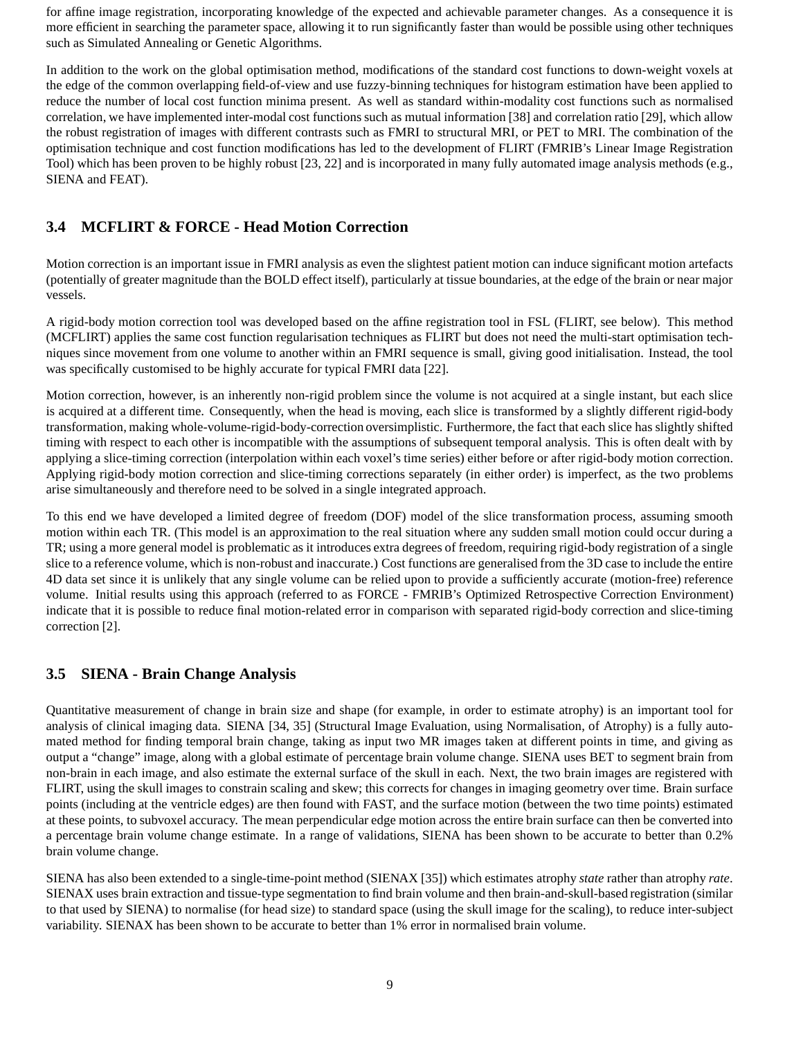for affine image registration, incorporating knowledge of the expected and achievable parameter changes. As a consequence it is more efficient in searching the parameter space, allowing it to run significantly faster than would be possible using other techniques such as Simulated Annealing or Genetic Algorithms.

In addition to the work on the global optimisation method, modifications of the standard cost functions to down-weight voxels at the edge of the common overlapping field-of-view and use fuzzy-binning techniques for histogram estimation have been applied to reduce the number of local cost function minima present. As well as standard within-modality cost functions such as normalised correlation, we have implemented inter-modal cost functions such as mutual information [38] and correlation ratio [29], which allow the robust registration of images with different contrasts such as FMRI to structural MRI, or PET to MRI. The combination of the optimisation technique and cost function modifications has led to the development of FLIRT (FMRIB's Linear Image Registration Tool) which has been proven to be highly robust [23, 22] and is incorporated in many fully automated image analysis methods (e.g., SIENA and FEAT).

### 3.4 MCFLIRT & FORCE - Head Motion Correction

Motion correction is an important issue in FMRI analysis as even the slightest patient motion can induce significant motion artefacts (potentially of greater magnitude than the BOLD effect itself), particularly at tissue boundaries, at the edge of the brain or near major vessels.

A rigid-body motion correction tool was developed based on the affine registration tool in FSL (FLIRT, see below). This method (MCFLIRT) applies the same cost function regularisation techniques as FLIRT but does not need the multi-start optimisation techniques since movement from one volume to another within an FMRI sequence is small, giving good initialisation. Instead, the tool was specifically customised to be highly accurate for typical FMRI data [22].

Motion correction, however, is an inherently non-rigid problem since the volume is not acquired at a single instant, but each slice is acquired at a different time. Consequently, when the head is moving, each slice is transformed by a slightly different rigid-body transformation, making whole-volume-rigid-body-correction oversimplistic. Furthermore, the fact that each slice has slightly shifted timing with respect to each other is incompatible with the assumptions of subsequent temporal analysis. This is often dealt with by applying a slice-timing correction (interpolation within each voxel's time series) either before or after rigid-body motion correction. Applying rigid-body motion correction and slice-timing corrections separately (in either order) is imperfect, as the two problems arise simultaneously and therefore need to be solved in a single integrated approach.

To this end we have developed a limited degree of freedom (DOF) model of the slice transformation process, assuming smooth motion within each TR. (This model is an approximation to the real situation where any sudden small motion could occur during a TR; using a more general model is problematic as it introduces extra degrees of freedom, requiring rigid-body registration of a single slice to a reference volume, which is non-robust and inaccurate.) Cost functions are generalised from the 3D case to include the entire 4D data set since it is unlikely that any single volume can be relied upon to provide a sufficiently accurate (motion-free) reference volume. Initial results using this approach (referred to as FORCE - FMRIB's Optimized Retrospective Correction Environment) indicate that it is possible to reduce final motion-related error in comparison with separated rigid-body correction and slice-timing correction [2].

### 3.5 SIENA - Brain Change Analysis

Quantitative measurement of change in brain size and shape (for example, in order to estimate atrophy) is an important tool for analysis of clinical imaging data. SIENA [34, 35] (Structural Image Evaluation, using Normalisation, of Atrophy) is a fully automated method for finding temporal brain change, taking as input two MR images taken at different points in time, and giving as output a "change" image, along with a global estimate of percentage brain volume change. SIENA uses BET to segment brain from non-brain in each image, and also estimate the external surface of the skull in each. Next, the two brain images are registered with FLIRT, using the skull images to constrain scaling and skew; this corrects for changes in imaging geometry over time. Brain surface points (including at the ventricle edges) are then found with FAST, and the surface motion (between the two time points) estimated at these points, to subvoxel accuracy. The mean perpendicular edge motion across the entire brain surface can then be converted into a percentage brain volume change estimate. In a range of validations, SIENA has been shown to be accurate to better than 0.2% brain volume change.

SIENA has also been extended to a single-time-point method (SIENAX [35]) which estimates atrophy *state* rather than atrophy *rate*. SIENAX uses brain extraction and tissue-type segmentation to find brain volume and then brain-and-skull-based registration (similar to that used by SIENA) to normalise (for head size) to standard space (using the skull image for the scaling), to reduce inter-subject variability. SIENAX has been shown to be accurate to better than 1% error in normalised brain volume.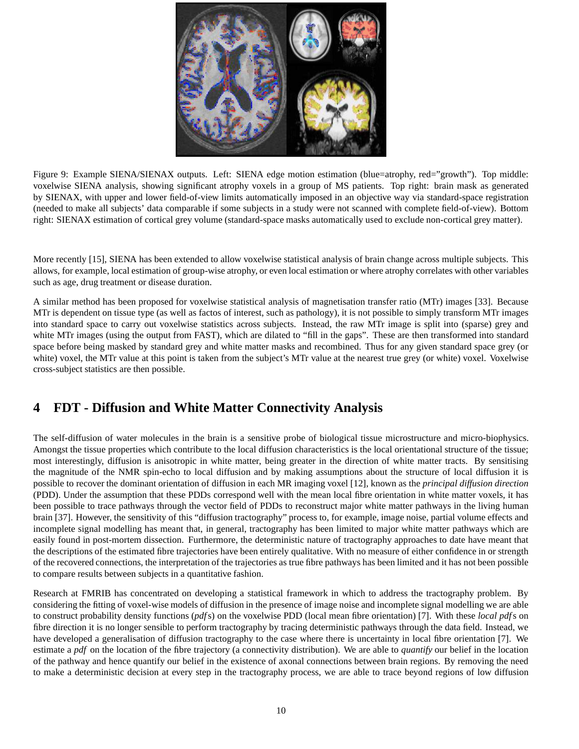Figure 9: Example SIENA/SIENAX outputs. Left: SIENA edge motion estimation (blue=atrophy, red="growth"). Top middle: voxelwise SIENA analysis, showing significant atrophy voxels in a group of MS patients. Top right: brain mask as generated by SIENAX, with upper and lower field-of-view limits automatically imposed in an objective way via standard-space registration (needed to make all subjects' data comparable if some subjects in a study were not scanned with complete field-of-view). Bottom right: SIENAX estimation of cortical grey volume (standard-space masks automatically used to exclude non-cortical grey matter).

More recently [15], SIENA has been extended to allow voxelwise statistical analysis of brain change across multiple subjects. This allows, for example, local estimation of group-wise atrophy, or even local estimation or where atrophy correlates with other variables such as age, drug treatment or disease duration.

A similar method has been proposed for voxelwise statistical analysis of magnetisation transfer ratio (MTr) images [33]. Because MTr is dependent on tissue type (as well as factos of interest, such as pathology), it is not possible to simply transform MTr images into standard space to carry out voxelwise statistics across subjects. Instead, the raw MTr image is split into (sparse) grey and white MTr images (using the output from FAST), which are dilated to "fill in the gaps". These are then transformed into standard space before being masked by standard grey and white matter masks and recombined. Thus for any given standard space grey (or white) voxel, the MTr value at this point is taken from the subject's MTr value at the nearest true grey (or white) voxel. Voxelwise cross-subject statistics are then possible.

## 4 FDT - Diffusion and White Matter Connectivity Analysis

The self-diffusion of water molecules in the brain is a sensitive probe of biological tissue microstructure and micro-biophysics. Amongst the tissue properties which contribute to the local diffusion characteristics is the local orientational structure of the tissue; most interestingly, diffusion is anisotropic in white matter, being greater in the direction of white matter tracts. By sensitising the magnitude of the NMR spin-echo to local diffusion and by making assumptions about the structure of local diffusion it is possible to recover the dominant orientation of diffusion in each MR imaging voxel [12], known as the *principal diffusion direction* (PDD). Under the assumption that these PDDs correspond well with the mean local fibre orientation in white matter voxels, it has been possible to trace pathways through the vector field of PDDs to reconstruct major white matter pathways in the living human brain [37]. However, the sensitivity of this "diffusion tractography" process to, for example, image noise, partial volume effects and incomplete signal modelling has meant that, in general, tractography has been limited to major white matter pathways which are easily found in post-mortem dissection. Furthermore, the deterministic nature of tractography approaches to date have meant that the descriptions of the estimated fibre trajectories have been entirely qualitative. With no measure of either confidence in or strength of the recovered connections, the interpretation of the trajectories as true fibre pathways has been limited and it has not been possible to compare results between subjects in a quantitative fashion.

Research at FMRIB has concentrated on developing a statistical framework in which to address the tractography problem. By considering the fitting of voxel-wise models of diffusion in the presence of image noise and incomplete signal modelling we are able to construct probability density functions (*pdf*s) on the voxelwise PDD (local mean fibre orientation) [7]. With these *local pdf*s on fibre direction it is no longer sensible to perform tractography by tracing deterministic pathways through the data field. Instead, we have developed a generalisation of diffusion tractography to the case where there is uncertainty in local fibre orientation [7]. We estimate a *pdf* on the location of the fibre trajectory (a connectivity distribution). We are able to *quantify* our belief in the location of the pathway and hence quantify our belief in the existence of axonal connections between brain regions. By removing the need to make a deterministic decision at every step in the tractography process, we are able to trace beyond regions of low diffusion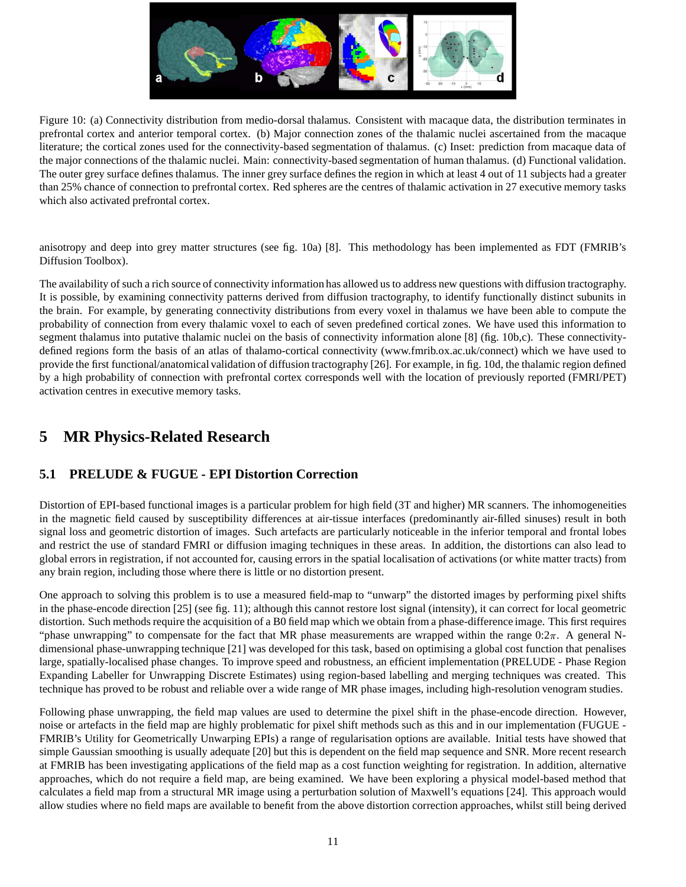Figure 10: (a) Connectivity distribution from medio-dorsal thalamus. Consistent with macaque data, the distribution terminates in prefrontal cortex and anterior temporal cortex. (b) Major connection zones of the thalamic nuclei ascertained from the macaque literature; the cortical zones used for the connectivity-based segmentation of thalamus. (c) Inset: prediction from macaque data of the major connections of the thalamic nuclei. Main: connectivity-based segmentation of human thalamus. (d) Functional validation. The outer grey surface defines thalamus. The inner grey surface defines the region in which at least 4 out of 11 subjects had a greater than 25% chance of connection to prefrontal cortex. Red spheres are the centres of thalamic activation in 27 executive memory tasks which also activated prefrontal cortex.

anisotropy and deep into grey matter structures (see fig. 10a) [8]. This methodology has been implemented as FDT (FMRIB's Diffusion Toolbox).

The availability of such a rich source of connectivity information has allowed us to address new questions with diffusion tractography. It is possible, by examining connectivity patterns derived from diffusion tractography, to identify functionally distinct subunits in the brain. For example, by generating connectivity distributions from every voxel in thalamus we have been able to compute the probability of connection from every thalamic voxel to each of seven predefined cortical zones. We have used this information to segment thalamus into putative thalamic nuclei on the basis of connectivity information alone [8] (fig. 10b,c). These connectivity-defined regions form the basis of an atlas of thalamo-cortical connectivity (www.fmrib.ox.ac.uk/connect) which we have used to provide the first functional/anatomical validation of diffusion tractography [26]. For example, in fig. 10d, the thalamic region defined by a high probability of connection with prefrontal cortex corresponds well with the location of previously reported (FMRI/PET) activation centres in executive memory tasks.

# 5 MR Physics-Related Research

## 5.1 PRELUDE & FUGUE - EPI Distortion Correction

Distortion of EPI-based functional images is a particular problem for high field (3T and higher) MR scanners. The inhomogeneities in the magnetic field caused by susceptibility differences at air-tissue interfaces (predominantly air-filled sinuses) result in both signal loss and geometric distortion of images. Such artefacts are particularly noticeable in the inferior temporal and frontal lobes and restrict the use of standard FMRI or diffusion imaging techniques in these areas. In addition, the distortions can also lead to global errors in registration, if not accounted for, causing errors in the spatial localisation of activations (or white matter tracts) from any brain region, including those where there is little or no distortion present.

One approach to solving this problem is to use a measured field-map to "unwarp" the distorted images by performing pixel shifts in the phase-encode direction [25] (see fig. 11); although this cannot restore lost signal (intensity), it can correct for local geometric distortion. Such methods require the acquisition of a B0 field map which we obtain from a phase-difference image. This first requires "phase unwrapping" to compensate for the fact that MR phase measurements are wrapped within the range $0{:}2\pi$. A general N-dimensional phase-unwrapping technique [21] was developed for this task, based on optimising a global cost function that penalises large, spatially-localised phase changes. To improve speed and robustness, an efficient implementation (PRELUDE - Phase Region Expanding Labeller for Unwrapping Discrete Estimates) using region-based labelling and merging techniques was created. This technique has proved to be robust and reliable over a wide range of MR phase images, including high-resolution venogram studies.

Following phase unwrapping, the field map values are used to determine the pixel shift in the phase-encode direction. However, noise or artefacts in the field map are highly problematic for pixel shift methods such as this and in our implementation (FUGUE - FMRIB's Utility for Geometrically Unwarping EPIs) a range of regularisation options are available. Initial tests have showed that simple Gaussian smoothing is usually adequate [20] but this is dependent on the field map sequence and SNR. More recent research at FMRIB has been investigating applications of the field map as a cost function weighting for registration. In addition, alternative approaches, which do not require a field map, are being examined. We have been exploring a physical model-based method that calculates a field map from a structural MR image using a perturbation solution of Maxwell's equations [24]. This approach would allow studies where no field maps are available to benefit from the above distortion correction approaches, whilst still being derived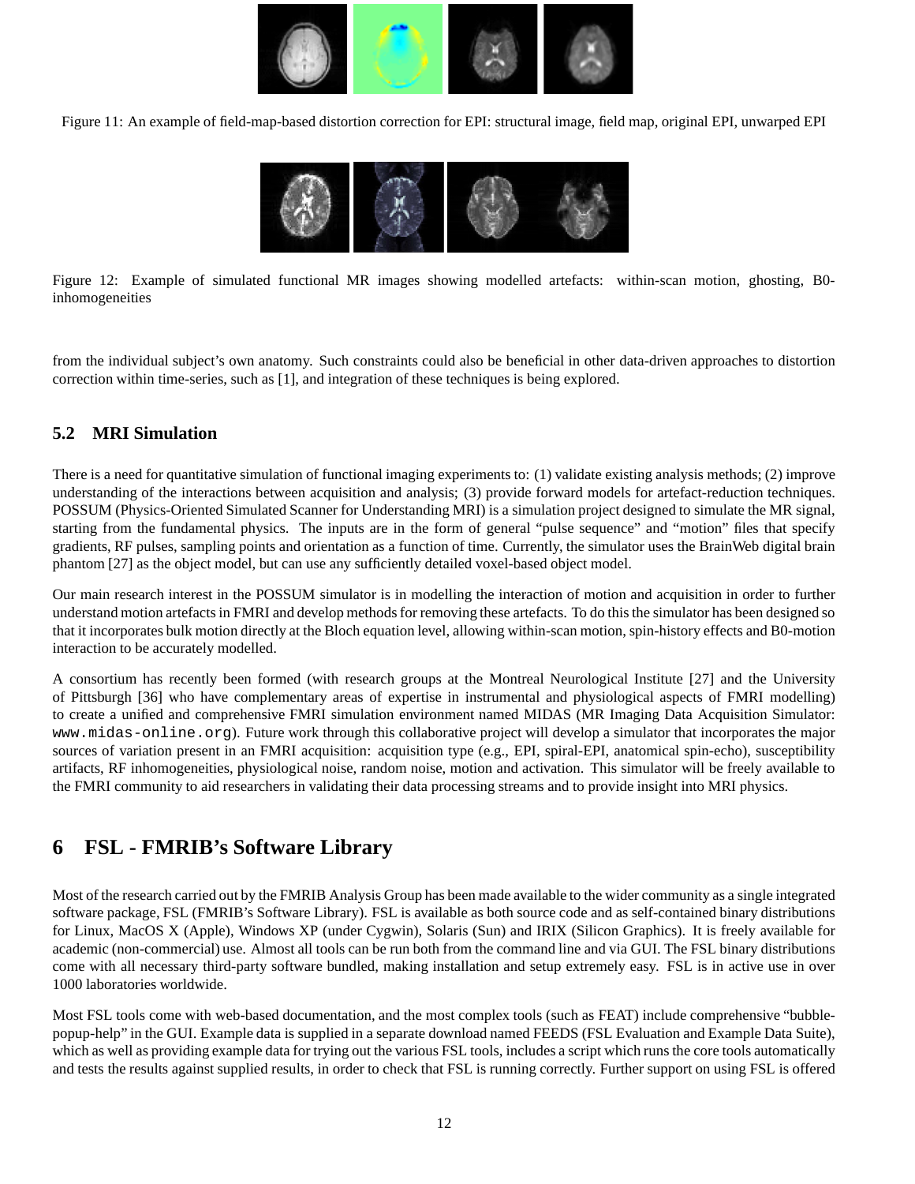Figure 11: An example of field-map-based distortion correction for EPI: structural image, field map, original EPI, unwarped EPI

Figure 12: Example of simulated functional MR images showing modelled artefacts: within-scan motion, ghosting, B0-inhomogeneities

from the individual subject's own anatomy. Such constraints could also be beneficial in other data-driven approaches to distortion correction within time-series, such as [1], and integration of these techniques is being explored.

### 5.2 MRI Simulation

There is a need for quantitative simulation of functional imaging experiments to: (1) validate existing analysis methods; (2) improve understanding of the interactions between acquisition and analysis; (3) provide forward models for artefact-reduction techniques. POSSUM (Physics-Oriented Simulated Scanner for Understanding MRI) is a simulation project designed to simulate the MR signal, starting from the fundamental physics. The inputs are in the form of general "pulse sequence" and "motion" files that specify gradients, RF pulses, sampling points and orientation as a function of time. Currently, the simulator uses the BrainWeb digital brain phantom [27] as the object model, but can use any sufficiently detailed voxel-based object model.

Our main research interest in the POSSUM simulator is in modelling the interaction of motion and acquisition in order to further understand motion artefacts in FMRI and develop methods for removing these artefacts. To do this the simulator has been designed so that it incorporates bulk motion directly at the Bloch equation level, allowing within-scan motion, spin-history effects and B0-motion interaction to be accurately modelled.

A consortium has recently been formed (with research groups at the Montreal Neurological Institute [27] and the University of Pittsburgh [36] who have complementary areas of expertise in instrumental and physiological aspects of FMRI modelling) to create a unified and comprehensive FMRI simulation environment named MIDAS (MR Imaging Data Acquisition Simulator: `www.midas-online.org`). Future work through this collaborative project will develop a simulator that incorporates the major sources of variation present in an FMRI acquisition: acquisition type (e.g., EPI, spiral-EPI, anatomical spin-echo), susceptibility artifacts, RF inhomogeneities, physiological noise, random noise, motion and activation. This simulator will be freely available to the FMRI community to aid researchers in validating their data processing streams and to provide insight into MRI physics.

## 6 FSL - FMRIB's Software Library

Most of the research carried out by the FMRIB Analysis Group has been made available to the wider community as a single integrated software package, FSL (FMRIB's Software Library). FSL is available as both source code and as self-contained binary distributions for Linux, MacOS X (Apple), Windows XP (under Cygwin), Solaris (Sun) and IRIX (Silicon Graphics). It is freely available for academic (non-commercial) use. Almost all tools can be run both from the command line and via GUI. The FSL binary distributions come with all necessary third-party software bundled, making installation and setup extremely easy. FSL is in active use in over 1000 laboratories worldwide.

Most FSL tools come with web-based documentation, and the most complex tools (such as FEAT) include comprehensive "bubble-popup-help" in the GUI. Example data is supplied in a separate download named FEEDS (FSL Evaluation and Example Data Suite), which as well as providing example data for trying out the various FSL tools, includes a script which runs the core tools automatically and tests the results against supplied results, in order to check that FSL is running correctly. Further support on using FSL is offered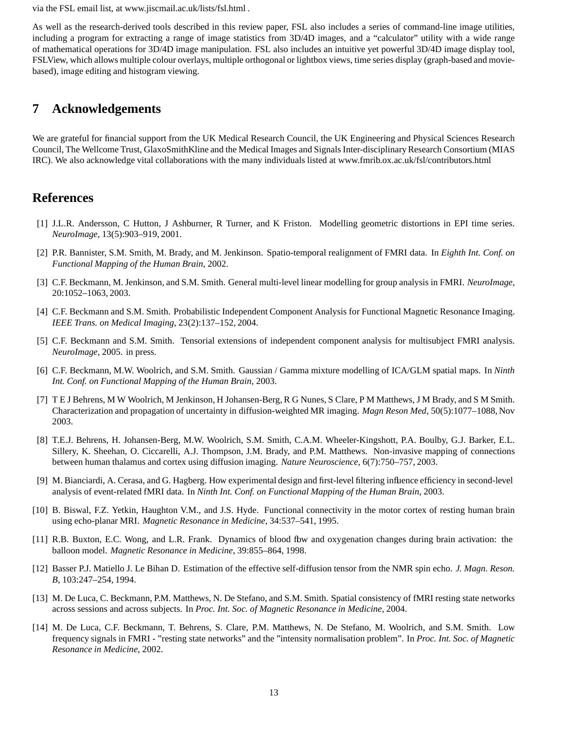via the FSL email list, at www.jiscmail.ac.uk/lists/fsl.html .

As well as the research-derived tools described in this review paper, FSL also includes a series of command-line image utilities, including a program for extracting a range of image statistics from 3D/4D images, and a "calculator" utility with a wide range of mathematical operations for 3D/4D image manipulation. FSL also includes an intuitive yet powerful 3D/4D image display tool, FSLView, which allows multiple colour overlays, multiple orthogonal or lightbox views, time series display (graph-based and movie-based), image editing and histogram viewing.

## 7 Acknowledgements

We are grateful for financial support from the UK Medical Research Council, the UK Engineering and Physical Sciences Research Council, The Wellcome Trust, GlaxoSmithKline and the Medical Images and Signals Inter-disciplinary Research Consortium (MIAS IRC). We also acknowledge vital collaborations with the many individuals listed at www.fmrib.ox.ac.uk/fsl/contributors.html

## References

[1] J.L.R. Andersson, C Hutton, J Ashburner, R Turner, and K Friston. Modelling geometric distortions in EPI time series. *NeuroImage*, 13(5):903–919, 2001.

[2] P.R. Bannister, S.M. Smith, M. Brady, and M. Jenkinson. Spatio-temporal realignment of FMRI data. In *Eighth Int. Conf. on Functional Mapping of the Human Brain*, 2002.

[3] C.F. Beckmann, M. Jenkinson, and S.M. Smith. General multi-level linear modelling for group analysis in FMRI. *NeuroImage*, 20:1052–1063, 2003.

[4] C.F. Beckmann and S.M. Smith. Probabilistic Independent Component Analysis for Functional Magnetic Resonance Imaging. *IEEE Trans. on Medical Imaging*, 23(2):137–152, 2004.

[5] C.F. Beckmann and S.M. Smith. Tensorial extensions of independent component analysis for multisubject FMRI analysis. *NeuroImage*, 2005. in press.

[6] C.F. Beckmann, M.W. Woolrich, and S.M. Smith. Gaussian / Gamma mixture modelling of ICA/GLM spatial maps. In *Ninth Int. Conf. on Functional Mapping of the Human Brain*, 2003.

[7] T E J Behrens, M W Woolrich, M Jenkinson, H Johansen-Berg, R G Nunes, S Clare, P M Matthews, J M Brady, and S M Smith. Characterization and propagation of uncertainty in diffusion-weighted MR imaging. *Magn Reson Med*, 50(5):1077–1088, Nov 2003.

[8] T.E.J. Behrens, H. Johansen-Berg, M.W. Woolrich, S.M. Smith, C.A.M. Wheeler-Kingshott, P.A. Boulby, G.J. Barker, E.L. Sillery, K. Sheehan, O. Ciccarelli, A.J. Thompson, J.M. Brady, and P.M. Matthews. Non-invasive mapping of connections between human thalamus and cortex using diffusion imaging. *Nature Neuroscience*, 6(7):750–757, 2003.

[9] M. Bianciardi, A. Cerasa, and G. Hagberg. How experimental design and first-level filtering influence efficiency in second-level analysis of event-related fMRI data. In *Ninth Int. Conf. on Functional Mapping of the Human Brain*, 2003.

[10] B. Biswal, F.Z. Yetkin, Haughton V.M., and J.S. Hyde. Functional connectivity in the motor cortex of resting human brain using echo-planar MRI. *Magnetic Resonance in Medicine*, 34:537–541, 1995.

[11] R.B. Buxton, E.C. Wong, and L.R. Frank. Dynamics of blood flow and oxygenation changes during brain activation: the balloon model. *Magnetic Resonance in Medicine*, 39:855–864, 1998.

[12] Basser P.J. Matiello J. Le Bihan D. Estimation of the effective self-diffusion tensor from the NMR spin echo. *J. Magn. Reson. B*, 103:247–254, 1994.

[13] M. De Luca, C. Beckmann, P.M. Matthews, N. De Stefano, and S.M. Smith. Spatial consistency of fMRI resting state networks across sessions and across subjects. In *Proc. Int. Soc. of Magnetic Resonance in Medicine*, 2004.

[14] M. De Luca, C.F. Beckmann, T. Behrens, S. Clare, P.M. Matthews, N. De Stefano, M. Woolrich, and S.M. Smith. Low frequency signals in FMRI - "resting state networks" and the "intensity normalisation problem". In *Proc. Int. Soc. of Magnetic Resonance in Medicine*, 2002.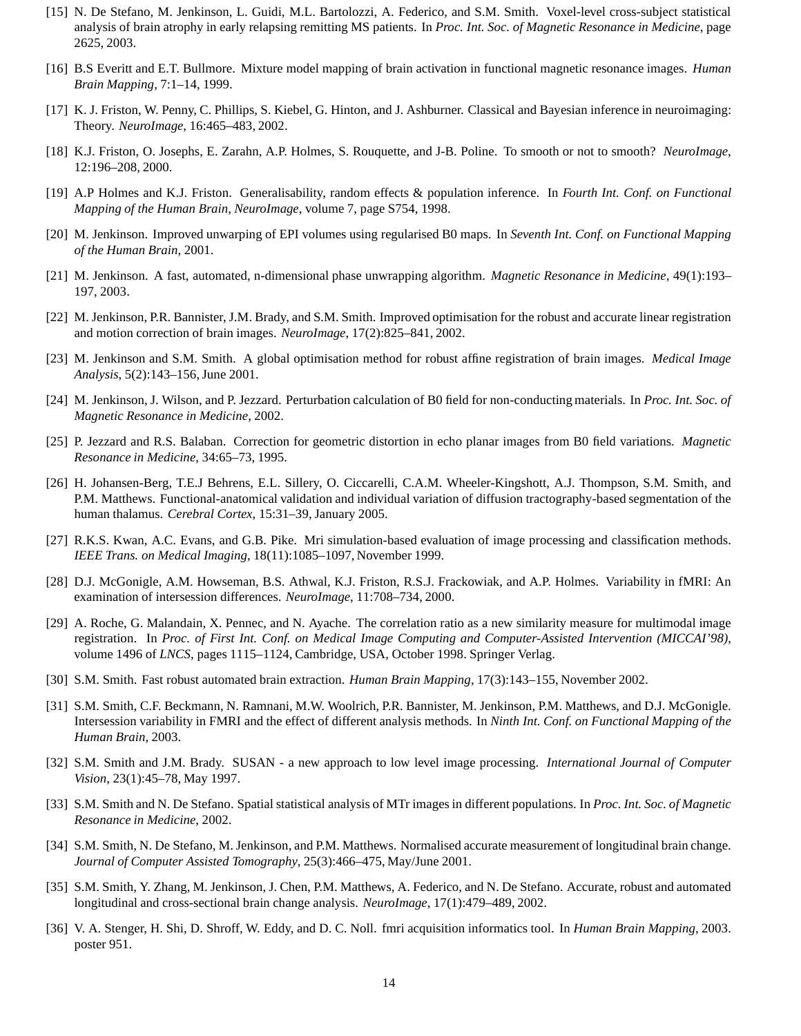[15] N. De Stefano, M. Jenkinson, L. Guidi, M.L. Bartolozzi, A. Federico, and S.M. Smith. Voxel-level cross-subject statistical analysis of brain atrophy in early relapsing remitting MS patients. In *Proc. Int. Soc. of Magnetic Resonance in Medicine*, page 2625, 2003.

[16] B.S Everitt and E.T. Bullmore. Mixture model mapping of brain activation in functional magnetic resonance images. *Human Brain Mapping*, 7:1–14, 1999.

[17] K. J. Friston, W. Penny, C. Phillips, S. Kiebel, G. Hinton, and J. Ashburner. Classical and Bayesian inference in neuroimaging: Theory. *NeuroImage*, 16:465–483, 2002.

[18] K.J. Friston, O. Josephs, E. Zarahn, A.P. Holmes, S. Rouquette, and J-B. Poline. To smooth or not to smooth? *NeuroImage*, 12:196–208, 2000.

[19] A.P Holmes and K.J. Friston. Generalisability, random effects & population inference. In *Fourth Int. Conf. on Functional Mapping of the Human Brain, NeuroImage*, volume 7, page S754, 1998.

[20] M. Jenkinson. Improved unwarping of EPI volumes using regularised B0 maps. In *Seventh Int. Conf. on Functional Mapping of the Human Brain*, 2001.

[21] M. Jenkinson. A fast, automated, n-dimensional phase unwrapping algorithm. *Magnetic Resonance in Medicine*, 49(1):193–197, 2003.

[22] M. Jenkinson, P.R. Bannister, J.M. Brady, and S.M. Smith. Improved optimisation for the robust and accurate linear registration and motion correction of brain images. *NeuroImage*, 17(2):825–841, 2002.

[23] M. Jenkinson and S.M. Smith. A global optimisation method for robust affine registration of brain images. *Medical Image Analysis*, 5(2):143–156, June 2001.

[24] M. Jenkinson, J. Wilson, and P. Jezzard. Perturbation calculation of B0 field for non-conducting materials. In *Proc. Int. Soc. of Magnetic Resonance in Medicine*, 2002.

[25] P. Jezzard and R.S. Balaban. Correction for geometric distortion in echo planar images from B0 field variations. *Magnetic Resonance in Medicine*, 34:65–73, 1995.

[26] H. Johansen-Berg, T.E.J Behrens, E.L. Sillery, O. Ciccarelli, C.A.M. Wheeler-Kingshott, A.J. Thompson, S.M. Smith, and P.M. Matthews. Functional-anatomical validation and individual variation of diffusion tractography-based segmentation of the human thalamus. *Cerebral Cortex*, 15:31–39, January 2005.

[27] R.K.S. Kwan, A.C. Evans, and G.B. Pike. Mri simulation-based evaluation of image processing and classification methods. *IEEE Trans. on Medical Imaging*, 18(11):1085–1097, November 1999.

[28] D.J. McGonigle, A.M. Howseman, B.S. Athwal, K.J. Friston, R.S.J. Frackowiak, and A.P. Holmes. Variability in fMRI: An examination of intersession differences. *NeuroImage*, 11:708–734, 2000.

[29] A. Roche, G. Malandain, X. Pennec, and N. Ayache. The correlation ratio as a new similarity measure for multimodal image registration. In *Proc. of First Int. Conf. on Medical Image Computing and Computer-Assisted Intervention (MICCAI'98)*, volume 1496 of *LNCS*, pages 1115–1124, Cambridge, USA, October 1998. Springer Verlag.

[30] S.M. Smith. Fast robust automated brain extraction. *Human Brain Mapping*, 17(3):143–155, November 2002.

[31] S.M. Smith, C.F. Beckmann, N. Ramnani, M.W. Woolrich, P.R. Bannister, M. Jenkinson, P.M. Matthews, and D.J. McGonigle. Intersession variability in FMRI and the effect of different analysis methods. In *Ninth Int. Conf. on Functional Mapping of the Human Brain*, 2003.

[32] S.M. Smith and J.M. Brady. SUSAN - a new approach to low level image processing. *International Journal of Computer Vision*, 23(1):45–78, May 1997.

[33] S.M. Smith and N. De Stefano. Spatial statistical analysis of MTr images in different populations. In *Proc. Int. Soc. of Magnetic Resonance in Medicine*, 2002.

[34] S.M. Smith, N. De Stefano, M. Jenkinson, and P.M. Matthews. Normalised accurate measurement of longitudinal brain change. *Journal of Computer Assisted Tomography*, 25(3):466–475, May/June 2001.

[35] S.M. Smith, Y. Zhang, M. Jenkinson, J. Chen, P.M. Matthews, A. Federico, and N. De Stefano. Accurate, robust and automated longitudinal and cross-sectional brain change analysis. *NeuroImage*, 17(1):479–489, 2002.

[36] V. A. Stenger, H. Shi, D. Shroff, W. Eddy, and D. C. Noll. fmri acquisition informatics tool. In *Human Brain Mapping*, 2003. poster 951.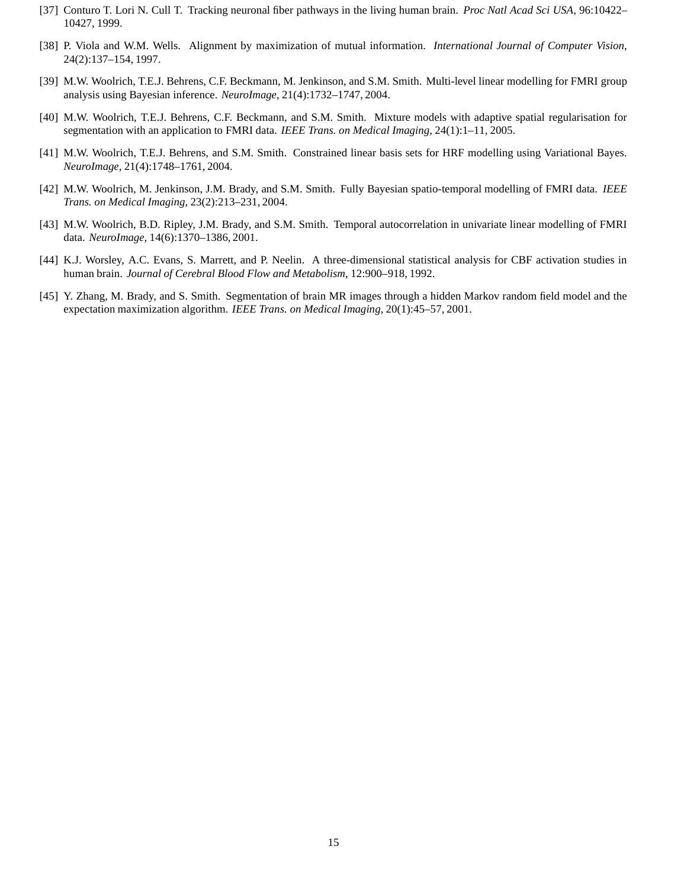[37] Conturo T. Lori N. Cull T. Tracking neuronal fiber pathways in the living human brain. *Proc Natl Acad Sci USA*, 96:10422–10427, 1999.

[38] P. Viola and W.M. Wells. Alignment by maximization of mutual information. *International Journal of Computer Vision*, 24(2):137–154, 1997.

[39] M.W. Woolrich, T.E.J. Behrens, C.F. Beckmann, M. Jenkinson, and S.M. Smith. Multi-level linear modelling for FMRI group analysis using Bayesian inference. *NeuroImage*, 21(4):1732–1747, 2004.

[40] M.W. Woolrich, T.E.J. Behrens, C.F. Beckmann, and S.M. Smith. Mixture models with adaptive spatial regularisation for segmentation with an application to FMRI data. *IEEE Trans. on Medical Imaging*, 24(1):1–11, 2005.

[41] M.W. Woolrich, T.E.J. Behrens, and S.M. Smith. Constrained linear basis sets for HRF modelling using Variational Bayes. *NeuroImage*, 21(4):1748–1761, 2004.

[42] M.W. Woolrich, M. Jenkinson, J.M. Brady, and S.M. Smith. Fully Bayesian spatio-temporal modelling of FMRI data. *IEEE Trans. on Medical Imaging*, 23(2):213–231, 2004.

[43] M.W. Woolrich, B.D. Ripley, J.M. Brady, and S.M. Smith. Temporal autocorrelation in univariate linear modelling of FMRI data. *NeuroImage*, 14(6):1370–1386, 2001.

[44] K.J. Worsley, A.C. Evans, S. Marrett, and P. Neelin. A three-dimensional statistical analysis for CBF activation studies in human brain. *Journal of Cerebral Blood Flow and Metabolism*, 12:900–918, 1992.

[45] Y. Zhang, M. Brady, and S. Smith. Segmentation of brain MR images through a hidden Markov random field model and the expectation maximization algorithm. *IEEE Trans. on Medical Imaging*, 20(1):45–57, 2001.